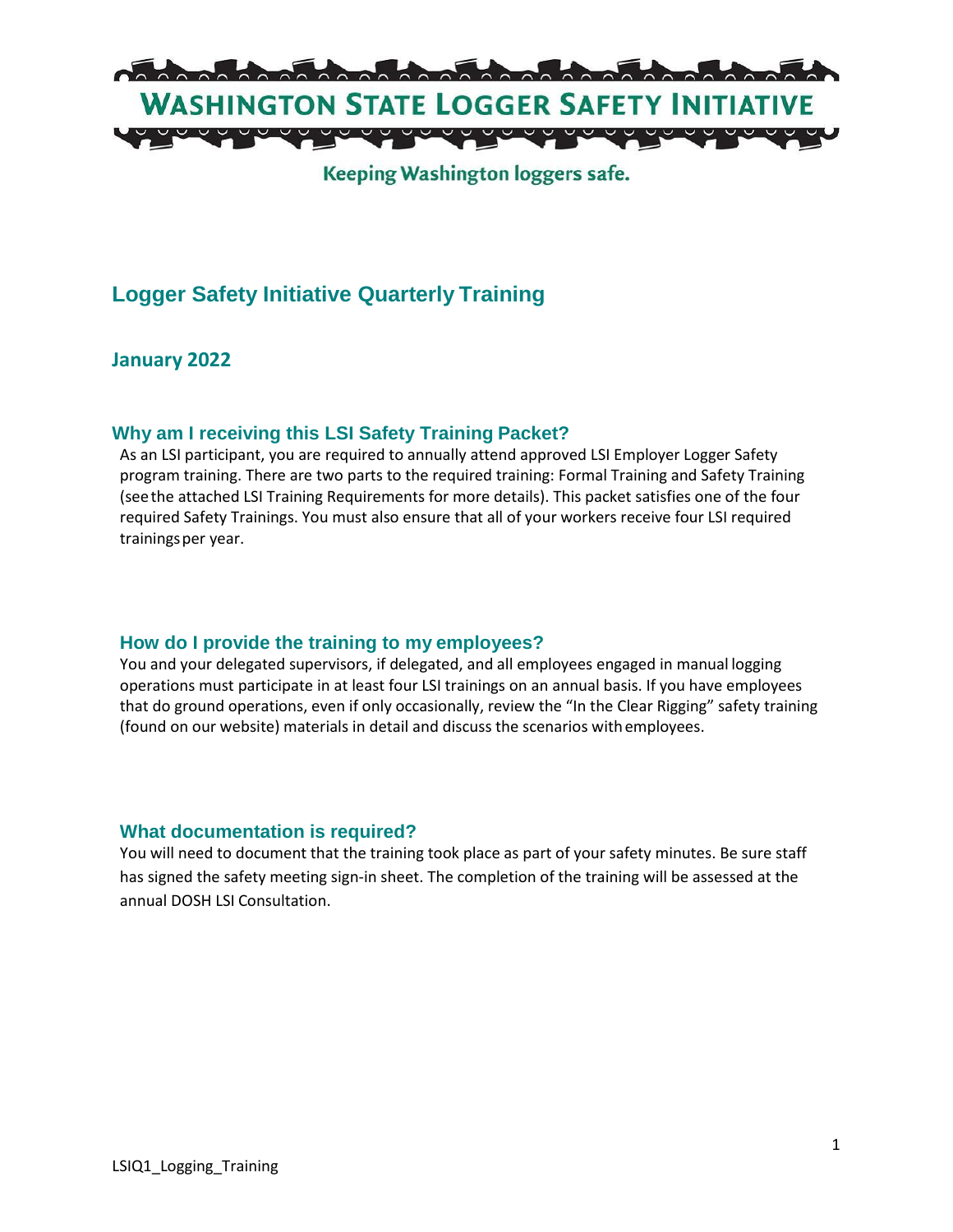# WASHINGTON STATE LOGGER SAFETY INITIATIVE

Keeping Washington loggers safe.

## Logger Safety Initiative Quarterly Training

### January 2022

### Why am I receiving this LSI Safety Training Packet?

As an LSI participant, you are required to annually attend approved LSI Employer Logger Safety program training. There are two parts to the required training: Formal Training and Safety Training (see the attached LSI Training Requirements for more details). This packet satisfies one of the four required Safety Trainings. You must also ensure that all of your workers receive four LSI required trainings per year.

### How do I provide the training to my employees?

You and your delegated supervisors, if delegated, and all employees engaged in manual logging operations must participate in at least four LSI trainings on an annual basis. If you have employees that do ground operations, even if only occasionally, review the "In the Clear Rigging" safety training (found on our website) materials in detail and discuss the scenarios with employees.

### What documentation is required?

You will need to document that the training took place as part of your safety minutes. Be sure staff has signed the safety meeting sign-in sheet. The completion of the training will be assessed at the annual DOSH LSI Consultation.

LSIQ1_Logging_Training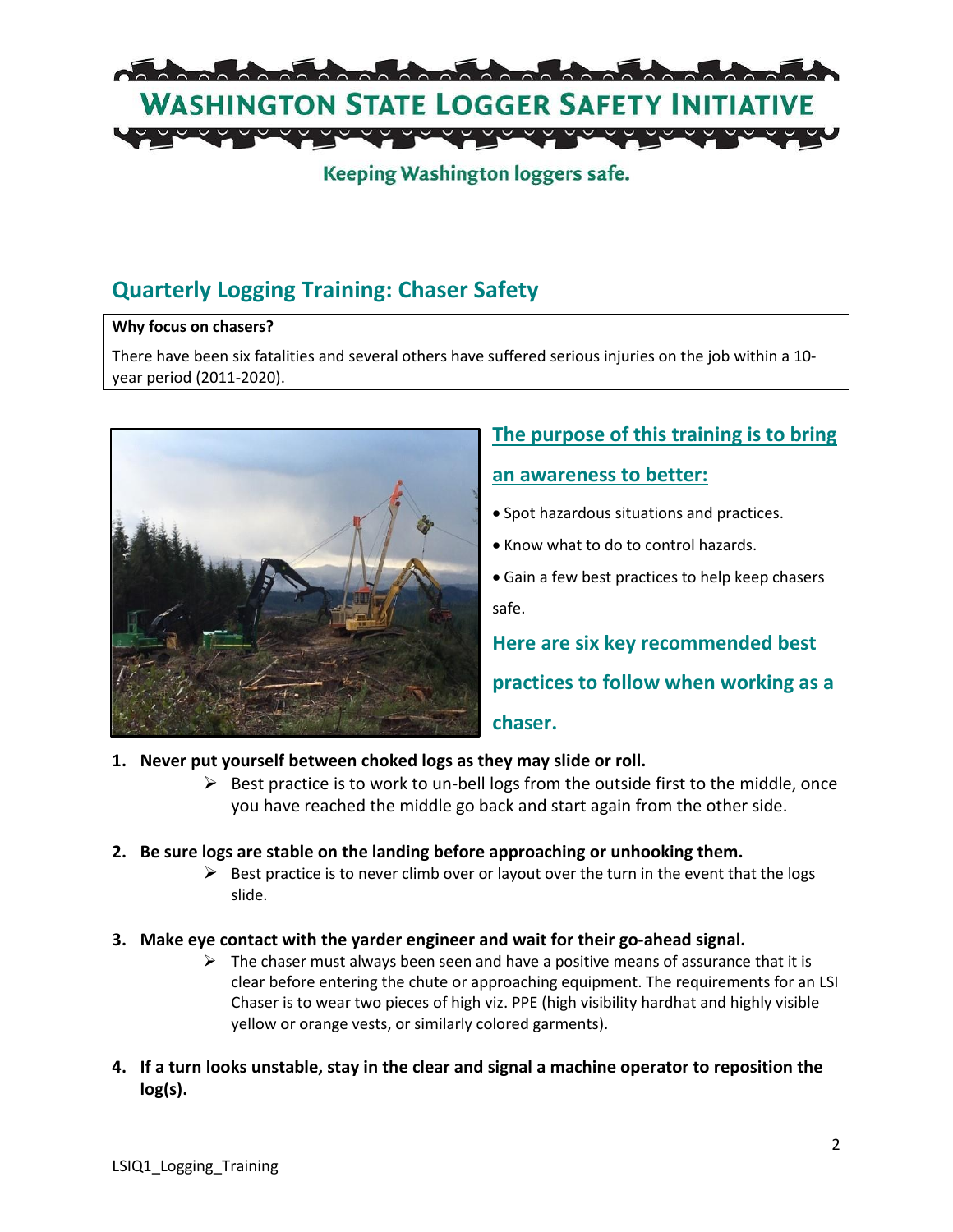# WASHINGTON STATE LOGGER SAFETY INITIATIVE

Keeping Washington loggers safe.

## Quarterly Logging Training: Chaser Safety

**Why focus on chasers?**

There have been six fatalities and several others have suffered serious injuries on the job within a 10-year period (2011-2020).

### The purpose of this training is to bring an awareness to better:

- Spot hazardous situations and practices.
- Know what to do to control hazards.
- Gain a few best practices to help keep chasers safe.

### Here are six key recommended best practices to follow when working as a chaser.

1. **Never put yourself between choked logs as they may slide or roll.**
   - Best practice is to work to un-bell logs from the outside first to the middle, once you have reached the middle go back and start again from the other side.

2. **Be sure logs are stable on the landing before approaching or unhooking them.**
   - Best practice is to never climb over or layout over the turn in the event that the logs slide.

3. **Make eye contact with the yarder engineer and wait for their go-ahead signal.**
   - The chaser must always been seen and have a positive means of assurance that it is clear before entering the chute or approaching equipment. The requirements for an LSI Chaser is to wear two pieces of high viz. PPE (high visibility hardhat and highly visible yellow or orange vests, or similarly colored garments).

4. **If a turn looks unstable, stay in the clear and signal a machine operator to reposition the log(s).**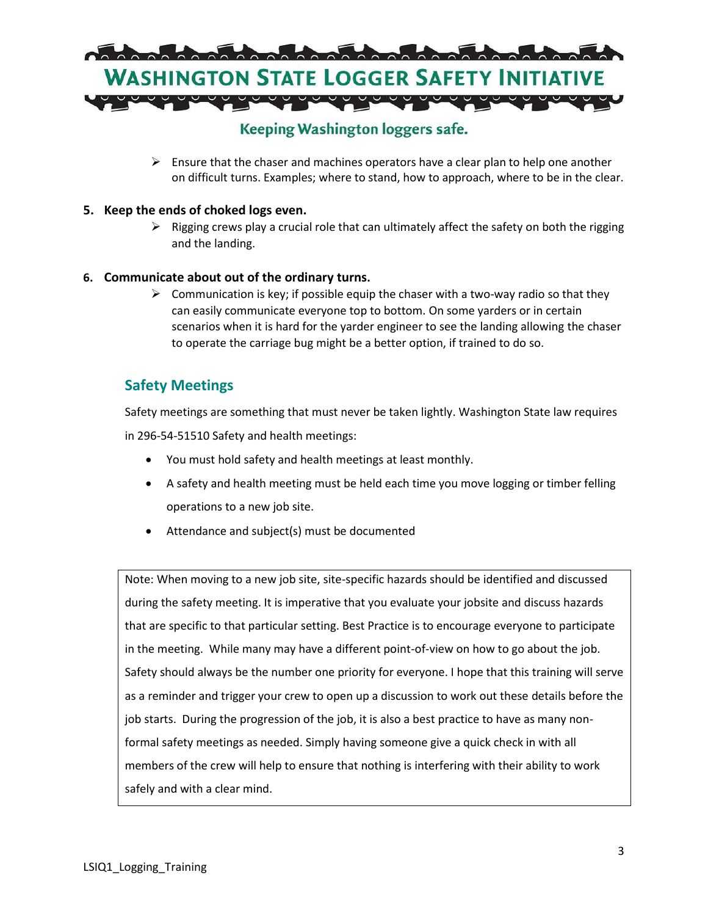- Ensure that the chaser and machines operators have a clear plan to help one another on difficult turns. Examples; where to stand, how to approach, where to be in the clear.

**5. Keep the ends of choked logs even.**

- Rigging crews play a crucial role that can ultimately affect the safety on both the rigging and the landing.

**6. Communicate about out of the ordinary turns.**

- Communication is key; if possible equip the chaser with a two-way radio so that they can easily communicate everyone top to bottom. On some yarders or in certain scenarios when it is hard for the yarder engineer to see the landing allowing the chaser to operate the carriage bug might be a better option, if trained to do so.

## Safety Meetings

Safety meetings are something that must never be taken lightly. Washington State law requires in 296-54-51510 Safety and health meetings:

- You must hold safety and health meetings at least monthly.
- A safety and health meeting must be held each time you move logging or timber felling operations to a new job site.
- Attendance and subject(s) must be documented

Note: When moving to a new job site, site-specific hazards should be identified and discussed during the safety meeting. It is imperative that you evaluate your jobsite and discuss hazards that are specific to that particular setting. Best Practice is to encourage everyone to participate in the meeting. While many may have a different point-of-view on how to go about the job. Safety should always be the number one priority for everyone. I hope that this training will serve as a reminder and trigger your crew to open up a discussion to work out these details before the job starts. During the progression of the job, it is also a best practice to have as many non-formal safety meetings as needed. Simply having someone give a quick check in with all members of the crew will help to ensure that nothing is interfering with their ability to work safely and with a clear mind.